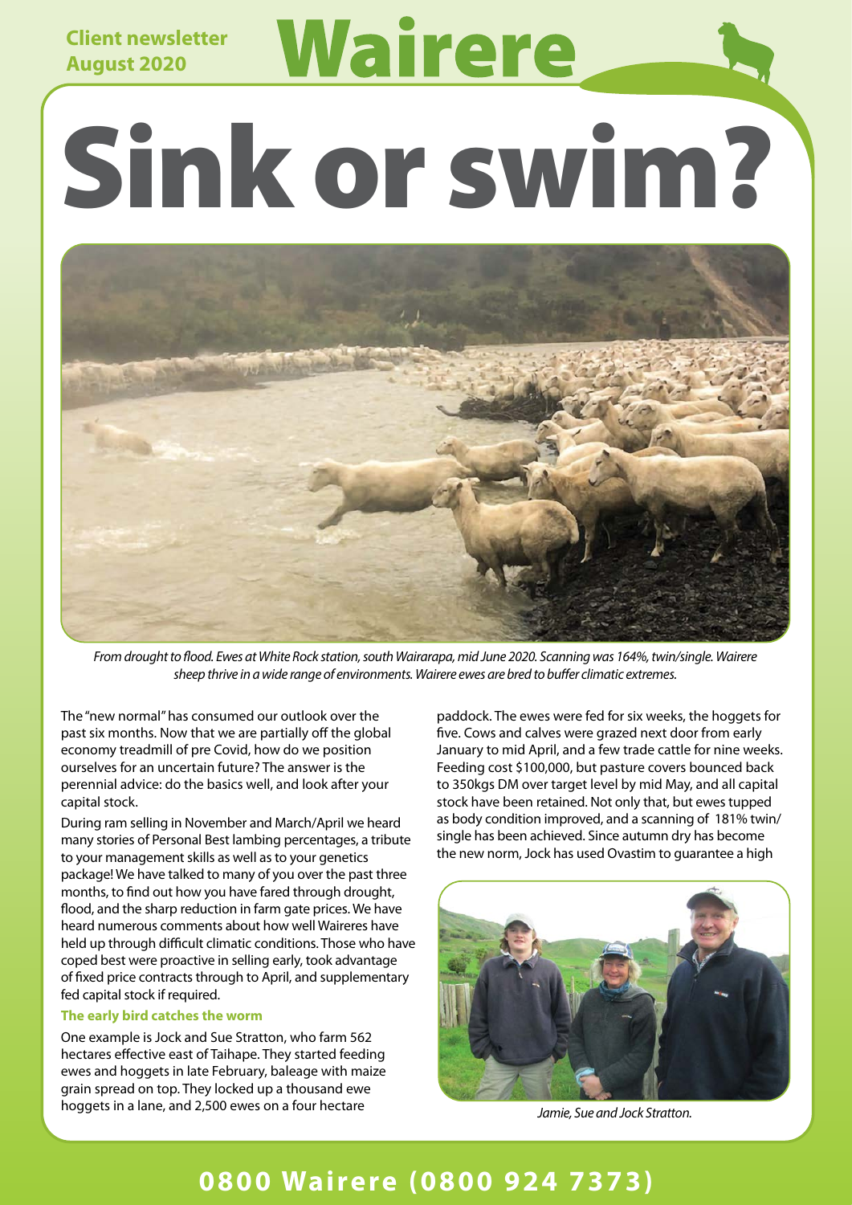Client newsletter
August 2020

# Wairere

# Sink or swim?

*From drought to flood. Ewes at White Rock station, south Wairarapa, mid June 2020. Scanning was 164%, twin/single. Wairere sheep thrive in a wide range of environments. Wairere ewes are bred to buffer climatic extremes.*

The "new normal" has consumed our outlook over the past six months. Now that we are partially off the global economy treadmill of pre Covid, how do we position ourselves for an uncertain future? The answer is the perennial advice: do the basics well, and look after your capital stock.

During ram selling in November and March/April we heard many stories of Personal Best lambing percentages, a tribute to your management skills as well as to your genetics package! We have talked to many of you over the past three months, to find out how you have fared through drought, flood, and the sharp reduction in farm gate prices. We have heard numerous comments about how well Waireres have held up through difficult climatic conditions. Those who have coped best were proactive in selling early, took advantage of fixed price contracts through to April, and supplementary fed capital stock if required.

### The early bird catches the worm

One example is Jock and Sue Stratton, who farm 562 hectares effective east of Taihape. They started feeding ewes and hoggets in late February, baleage with maize grain spread on top. They locked up a thousand ewe hoggets in a lane, and 2,500 ewes on a four hectare paddock. The ewes were fed for six weeks, the hoggets for five. Cows and calves were grazed next door from early January to mid April, and a few trade cattle for nine weeks. Feeding cost $100,000, but pasture covers bounced back to 350kgs DM over target level by mid May, and all capital stock have been retained. Not only that, but ewes tupped as body condition improved, and a scanning of 181% twin/single has been achieved. Since autumn dry has become the new norm, Jock has used Ovastim to guarantee a high

*Jamie, Sue and Jock Stratton.*

**0800 Wairere (0800 924 7373)**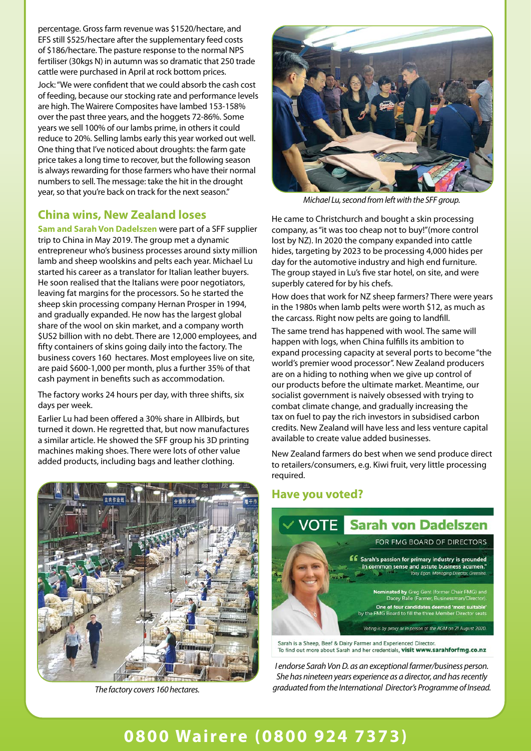percentage. Gross farm revenue was $1520/hectare, and EFS still $525/hectare after the supplementary feed costs of $186/hectare. The pasture response to the normal NPS fertiliser (30kgs N) in autumn was so dramatic that 250 trade cattle were purchased in April at rock bottom prices.

Jock: "We were confident that we could absorb the cash cost of feeding, because our stocking rate and performance levels are high. The Wairere Composites have lambed 153-158% over the past three years, and the hoggets 72-86%. Some years we sell 100% of our lambs prime, in others it could reduce to 20%. Selling lambs early this year worked out well. One thing that I've noticed about droughts: the farm gate price takes a long time to recover, but the following season is always rewarding for those farmers who have their normal numbers to sell. The message: take the hit in the drought year, so that you're back on track for the next season."

## China wins, New Zealand loses

**Sam and Sarah Von Dadelszen** were part of a SFF supplier trip to China in May 2019. The group met a dynamic entrepreneur who's business processes around sixty million lamb and sheep woolskins and pelts each year. Michael Lu started his career as a translator for Italian leather buyers. He soon realised that the Italians were poor negotiators, leaving fat margins for the processors. So he started the sheep skin processing company Hernan Prosper in 1994, and gradually expanded. He now has the largest global share of the wool on skin market, and a company worth $US2 billion with no debt. There are 12,000 employees, and fifty containers of skins going daily into the factory. The business covers 160 hectares. Most employees live on site, are paid $600-1,000 per month, plus a further 35% of that cash payment in benefits such as accommodation.

The factory works 24 hours per day, with three shifts, six days per week.

Earlier Lu had been offered a 30% share in Allbirds, but turned it down. He regretted that, but now manufactures a similar article. He showed the SFF group his 3D printing machines making shoes. There were lots of other value added products, including bags and leather clothing.

*The factory covers 160 hectares.*

*Michael Lu, second from left with the SFF group.*

He came to Christchurch and bought a skin processing company, as "it was too cheap not to buy!" (more control lost by NZ). In 2020 the company expanded into cattle hides, targeting by 2023 to be processing 4,000 hides per day for the automotive industry and high end furniture. The group stayed in Lu's five star hotel, on site, and were superbly catered for by his chefs.

How does that work for NZ sheep farmers? There were years in the 1980s when lamb pelts were worth $12, as much as the carcass. Right now pelts are going to landfill.

The same trend has happened with wool. The same will happen with logs, when China fulfills its ambition to expand processing capacity at several ports to become "the world's premier wood processor". New Zealand producers are on a hiding to nothing when we give up control of our products before the ultimate market. Meantime, our socialist government is naively obsessed with trying to combat climate change, and gradually increasing the tax on fuel to pay the rich investors in subsidised carbon credits. New Zealand will have less and less venture capital available to create value added businesses.

New Zealand farmers do best when we send produce direct to retailers/consumers, e.g. Kiwi fruit, very little processing required.

## Have you voted?

**VOTE Sarah von Dadelszen**

FOR FMG BOARD OF DIRECTORS

"Sarah's passion for primary industry is grounded in common sense and astute business acumen." Tony Egan, Managing Director, Greenlea.

Nominated by Greg Gent (former Chair FMG) and Dacey Balle (Farmer, Businessman/Director).

One of four candidates deemed 'most suitable' by the FMG Board to fill the three Member Director seats.

Voting is by proxy or in person at the AGM on 21 August 2020.

Sarah is a Sheep, Beef & Dairy Farmer and Experienced Director.
To find out more about Sarah and her credentials, **visit www.sarahforfmg.co.nz**

*I endorse Sarah Von D. as an exceptional farmer/business person. She has nineteen years experience as a director, and has recently graduated from the International Director's Programme of Insead.*

**0800 Wairere (0800 924 7373)**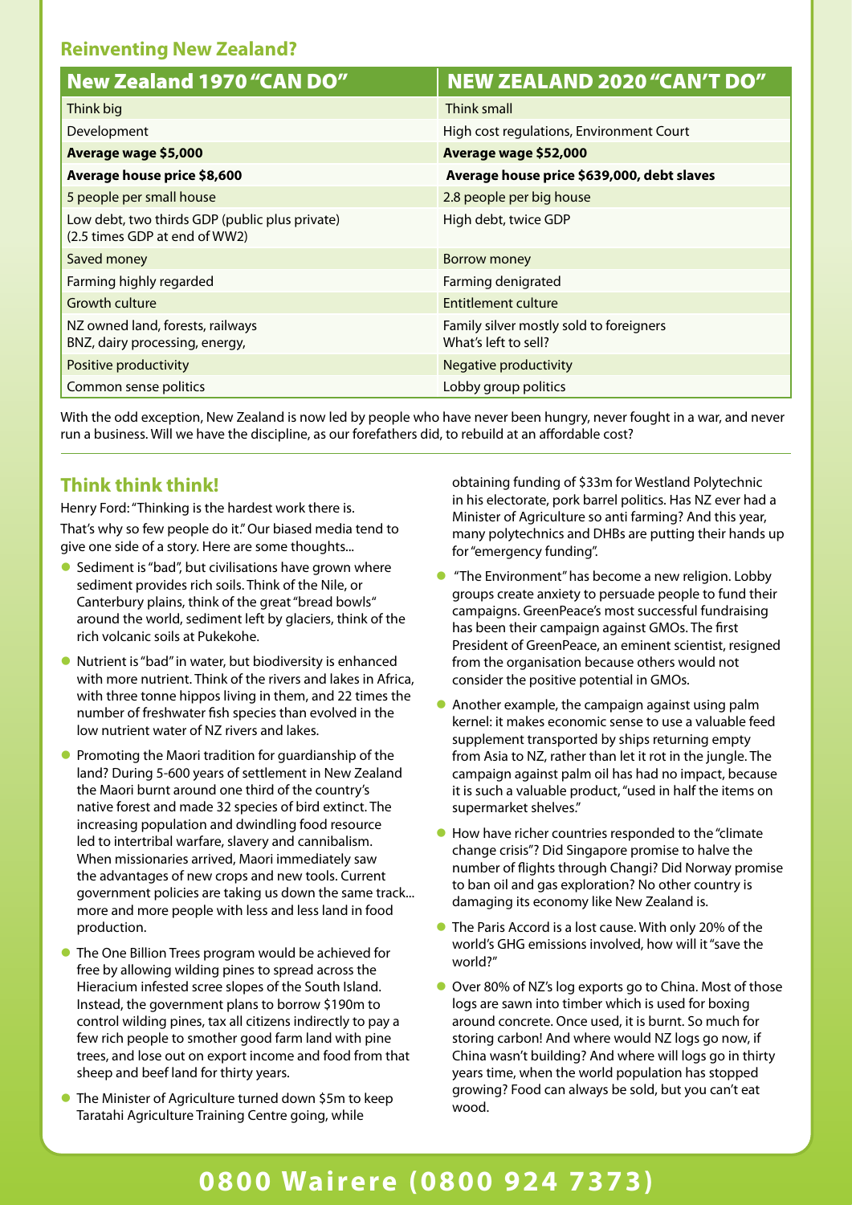## Reinventing New Zealand?

| New Zealand 1970 "CAN DO" | NEW ZEALAND 2020 "CAN'T DO" |
|---|---|
| Think big | Think small |
| Development | High cost regulations, Environment Court |
| **Average wage $5,000** | **Average wage $52,000** |
| **Average house price $8,600** | **Average house price $639,000, debt slaves** |
| 5 people per small house | 2.8 people per big house |
| Low debt, two thirds GDP (public plus private) (2.5 times GDP at end of WW2) | High debt, twice GDP |
| Saved money | Borrow money |
| Farming highly regarded | Farming denigrated |
| Growth culture | Entitlement culture |
| NZ owned land, forests, railways BNZ, dairy processing, energy, | Family silver mostly sold to foreigners What's left to sell? |
| Positive productivity | Negative productivity |
| Common sense politics | Lobby group politics |

With the odd exception, New Zealand is now led by people who have never been hungry, never fought in a war, and never run a business. Will we have the discipline, as our forefathers did, to rebuild at an affordable cost?

## Think think think!

Henry Ford: "Thinking is the hardest work there is. That's why so few people do it." Our biased media tend to give one side of a story. Here are some thoughts...

- Sediment is "bad", but civilisations have grown where sediment provides rich soils. Think of the Nile, or Canterbury plains, think of the great "bread bowls" around the world, sediment left by glaciers, think of the rich volcanic soils at Pukekohe.
- Nutrient is "bad" in water, but biodiversity is enhanced with more nutrient. Think of the rivers and lakes in Africa, with three tonne hippos living in them, and 22 times the number of freshwater fish species than evolved in the low nutrient water of NZ rivers and lakes.
- Promoting the Maori tradition for guardianship of the land? During 5-600 years of settlement in New Zealand the Maori burnt around one third of the country's native forest and made 32 species of bird extinct. The increasing population and dwindling food resource led to intertribal warfare, slavery and cannibalism. When missionaries arrived, Maori immediately saw the advantages of new crops and new tools. Current government policies are taking us down the same track... more and more people with less and less land in food production.
- The One Billion Trees program would be achieved for free by allowing wilding pines to spread across the Hieracium infested scree slopes of the South Island. Instead, the government plans to borrow $190m to control wilding pines, tax all citizens indirectly to pay a few rich people to smother good farm land with pine trees, and lose out on export income and food from that sheep and beef land for thirty years.
- The Minister of Agriculture turned down $5m to keep Taratahi Agriculture Training Centre going, while obtaining funding of $33m for Westland Polytechnic in his electorate, pork barrel politics. Has NZ ever had a Minister of Agriculture so anti farming? And this year, many polytechnics and DHBs are putting their hands up for "emergency funding".
- "The Environment" has become a new religion. Lobby groups create anxiety to persuade people to fund their campaigns. GreenPeace's most successful fundraising has been their campaign against GMOs. The first President of GreenPeace, an eminent scientist, resigned from the organisation because others would not consider the positive potential in GMOs.
- Another example, the campaign against using palm kernel: it makes economic sense to use a valuable feed supplement transported by ships returning empty from Asia to NZ, rather than let it rot in the jungle. The campaign against palm oil has had no impact, because it is such a valuable product, "used in half the items on supermarket shelves."
- How have richer countries responded to the "climate change crisis"? Did Singapore promise to halve the number of flights through Changi? Did Norway promise to ban oil and gas exploration? No other country is damaging its economy like New Zealand is.
- The Paris Accord is a lost cause. With only 20% of the world's GHG emissions involved, how will it "save the world?"
- Over 80% of NZ's log exports go to China. Most of those logs are sawn into timber which is used for boxing around concrete. Once used, it is burnt. So much for storing carbon! And where would NZ logs go now, if China wasn't building? And where will logs go in thirty years time, when the world population has stopped growing? Food can always be sold, but you can't eat wood.

**0800 Wairere (0800 924 7373)**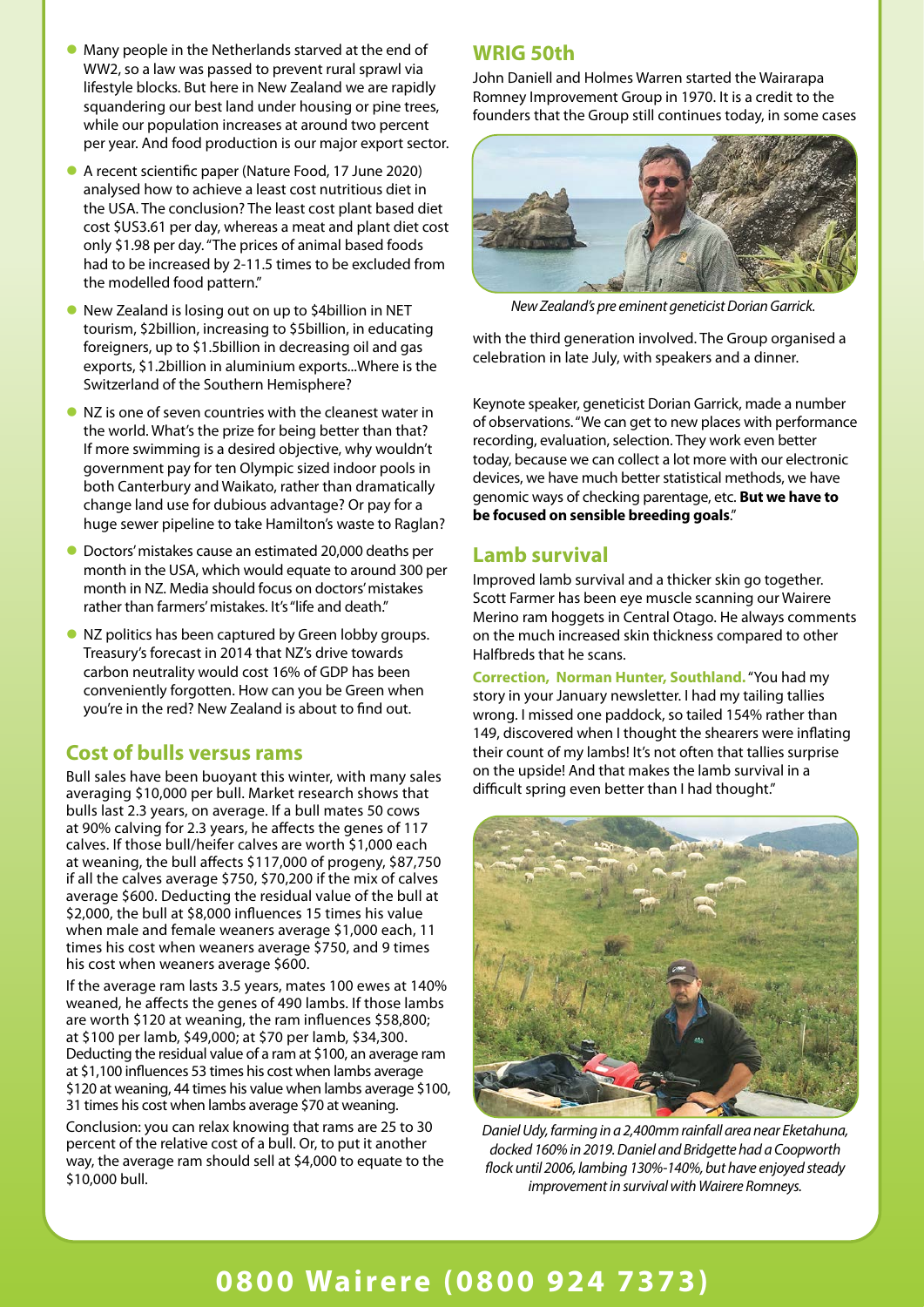- Many people in the Netherlands starved at the end of WW2, so a law was passed to prevent rural sprawl via lifestyle blocks. But here in New Zealand we are rapidly squandering our best land under housing or pine trees, while our population increases at around two percent per year. And food production is our major export sector.
- A recent scientific paper (Nature Food, 17 June 2020) analysed how to achieve a least cost nutritious diet in the USA. The conclusion? The least cost plant based diet cost $US3.61 per day, whereas a meat and plant diet cost only $1.98 per day. "The prices of animal based foods had to be increased by 2-11.5 times to be excluded from the modelled food pattern."
- New Zealand is losing out on up to $4billion in NET tourism, $2billion, increasing to $5billion, in educating foreigners, up to $1.5billion in decreasing oil and gas exports, $1.2billion in aluminium exports...Where is the Switzerland of the Southern Hemisphere?
- NZ is one of seven countries with the cleanest water in the world. What's the prize for being better than that? If more swimming is a desired objective, why wouldn't government pay for ten Olympic sized indoor pools in both Canterbury and Waikato, rather than dramatically change land use for dubious advantage? Or pay for a huge sewer pipeline to take Hamilton's waste to Raglan?
- Doctors' mistakes cause an estimated 20,000 deaths per month in the USA, which would equate to around 300 per month in NZ. Media should focus on doctors' mistakes rather than farmers' mistakes. It's "life and death."
- NZ politics has been captured by Green lobby groups. Treasury's forecast in 2014 that NZ's drive towards carbon neutrality would cost 16% of GDP has been conveniently forgotten. How can you be Green when you're in the red? New Zealand is about to find out.

## Cost of bulls versus rams

Bull sales have been buoyant this winter, with many sales averaging $10,000 per bull. Market research shows that bulls last 2.3 years, on average. If a bull mates 50 cows at 90% calving for 2.3 years, he affects the genes of 117 calves. If those bull/heifer calves are worth $1,000 each at weaning, the bull affects $117,000 of progeny, $87,750 if all the calves average $750, $70,200 if the mix of calves average $600. Deducting the residual value of the bull at $2,000, the bull at $8,000 influences 15 times his value when male and female weaners average $1,000 each, 11 times his cost when weaners average $750, and 9 times his cost when weaners average $600.

If the average ram lasts 3.5 years, mates 100 ewes at 140% weaned, he affects the genes of 490 lambs. If those lambs are worth $120 at weaning, the ram influences $58,800; at $100 per lamb, $49,000; at $70 per lamb, $34,300. Deducting the residual value of a ram at $100, an average ram at $1,100 influences 53 times his cost when lambs average $120 at weaning, 44 times his value when lambs average $100, 31 times his cost when lambs average $70 at weaning.

Conclusion: you can relax knowing that rams are 25 to 30 percent of the relative cost of a bull. Or, to put it another way, the average ram should sell at $4,000 to equate to the $10,000 bull.

## WRIG 50th

John Daniell and Holmes Warren started the Wairarapa Romney Improvement Group in 1970. It is a credit to the founders that the Group still continues today, in some cases with the third generation involved. The Group organised a celebration in late July, with speakers and a dinner.

*New Zealand's pre eminent geneticist Dorian Garrick.*

Keynote speaker, geneticist Dorian Garrick, made a number of observations. "We can get to new places with performance recording, evaluation, selection. They work even better today, because we can collect a lot more with our electronic devices, we have much better statistical methods, we have genomic ways of checking parentage, etc. **But we have to be focused on sensible breeding goals**."

## Lamb survival

Improved lamb survival and a thicker skin go together. Scott Farmer has been eye muscle scanning our Wairere Merino ram hoggets in Central Otago. He always comments on the much increased skin thickness compared to other Halfbreds that he scans.

**Correction, Norman Hunter, Southland.** "You had my story in your January newsletter. I had my tailing tallies wrong. I missed one paddock, so tailed 154% rather than 149, discovered when I thought the shearers were inflating their count of my lambs! It's not often that tallies surprise on the upside! And that makes the lamb survival in a difficult spring even better than I had thought."

*Daniel Udy, farming in a 2,400mm rainfall area near Eketahuna, docked 160% in 2019. Daniel and Bridgette had a Coopworth flock until 2006, lambing 130%-140%, but have enjoyed steady improvement in survival with Wairere Romneys.*

**0800 Wairere (0800 924 7373)**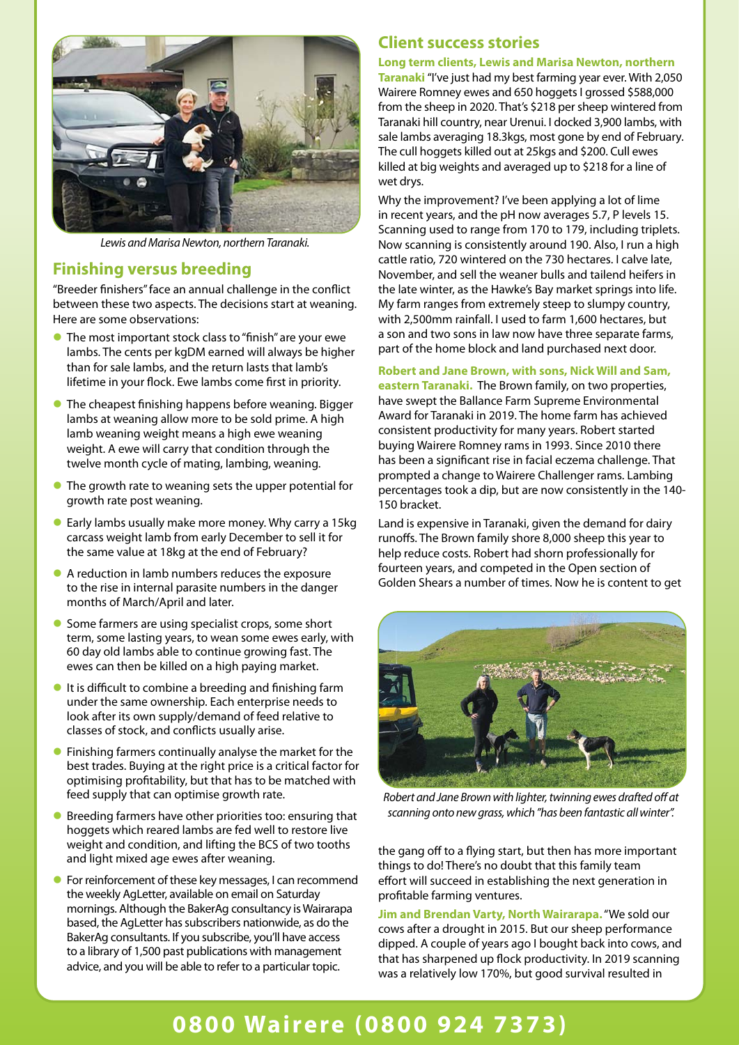*Lewis and Marisa Newton, northern Taranaki.*

## Finishing versus breeding

"Breeder finishers" face an annual challenge in the conflict between these two aspects. The decisions start at weaning. Here are some observations:

- The most important stock class to "finish" are your ewe lambs. The cents per kgDM earned will always be higher than for sale lambs, and the return lasts that lamb's lifetime in your flock. Ewe lambs come first in priority.
- The cheapest finishing happens before weaning. Bigger lambs at weaning allow more to be sold prime. A high lamb weaning weight means a high ewe weaning weight. A ewe will carry that condition through the twelve month cycle of mating, lambing, weaning.
- The growth rate to weaning sets the upper potential for growth rate post weaning.
- Early lambs usually make more money. Why carry a 15kg carcass weight lamb from early December to sell it for the same value at 18kg at the end of February?
- A reduction in lamb numbers reduces the exposure to the rise in internal parasite numbers in the danger months of March/April and later.
- Some farmers are using specialist crops, some short term, some lasting years, to wean some ewes early, with 60 day old lambs able to continue growing fast. The ewes can then be killed on a high paying market.
- It is difficult to combine a breeding and finishing farm under the same ownership. Each enterprise needs to look after its own supply/demand of feed relative to classes of stock, and conflicts usually arise.
- Finishing farmers continually analyse the market for the best trades. Buying at the right price is a critical factor for optimising profitability, but that has to be matched with feed supply that can optimise growth rate.
- Breeding farmers have other priorities too: ensuring that hoggets which reared lambs are fed well to restore live weight and condition, and lifting the BCS of two tooths and light mixed age ewes after weaning.
- For reinforcement of these key messages, I can recommend the weekly AgLetter, available on email on Saturday mornings. Although the BakerAg consultancy is Wairarapa based, the AgLetter has subscribers nationwide, as do the BakerAg consultants. If you subscribe, you'll have access to a library of 1,500 past publications with management advice, and you will be able to refer to a particular topic.

## Client success stories

**Long term clients, Lewis and Marisa Newton, northern Taranaki** "I've just had my best farming year ever. With 2,050 Wairere Romney ewes and 650 hoggets I grossed $588,000 from the sheep in 2020. That's $218 per sheep wintered from Taranaki hill country, near Urenui. I docked 3,900 lambs, with sale lambs averaging 18.3kgs, most gone by end of February. The cull hoggets killed out at 25kgs and $200. Cull ewes killed at big weights and averaged up to $218 for a line of wet drys.

Why the improvement? I've been applying a lot of lime in recent years, and the pH now averages 5.7, P levels 15. Scanning used to range from 170 to 179, including triplets. Now scanning is consistently around 190. Also, I run a high cattle ratio, 720 wintered on the 730 hectares. I calve late, November, and sell the weaner bulls and tailend heifers in the late winter, as the Hawke's Bay market springs into life. My farm ranges from extremely steep to slumpy country, with 2,500mm rainfall. I used to farm 1,600 hectares, but a son and two sons in law now have three separate farms, part of the home block and land purchased next door.

**Robert and Jane Brown, with sons, Nick Will and Sam, eastern Taranaki.** The Brown family, on two properties, have swept the Ballance Farm Supreme Environmental Award for Taranaki in 2019. The home farm has achieved consistent productivity for many years. Robert started buying Wairere Romney rams in 1993. Since 2010 there has been a significant rise in facial eczema challenge. That prompted a change to Wairere Challenger rams. Lambing percentages took a dip, but are now consistently in the 140-150 bracket.

Land is expensive in Taranaki, given the demand for dairy runoffs. The Brown family shore 8,000 sheep this year to help reduce costs. Robert had shorn professionally for fourteen years, and competed in the Open section of Golden Shears a number of times. Now he is content to get the gang off to a flying start, but then has more important things to do! There's no doubt that this family team effort will succeed in establishing the next generation in profitable farming ventures.

*Robert and Jane Brown with lighter, twinning ewes drafted off at scanning onto new grass, which "has been fantastic all winter".*

**Jim and Brendan Varty, North Wairarapa.** "We sold our cows after a drought in 2015. But our sheep performance dipped. A couple of years ago I bought back into cows, and that has sharpened up flock productivity. In 2019 scanning was a relatively low 170%, but good survival resulted in

**0800 Wairere (0800 924 7373)**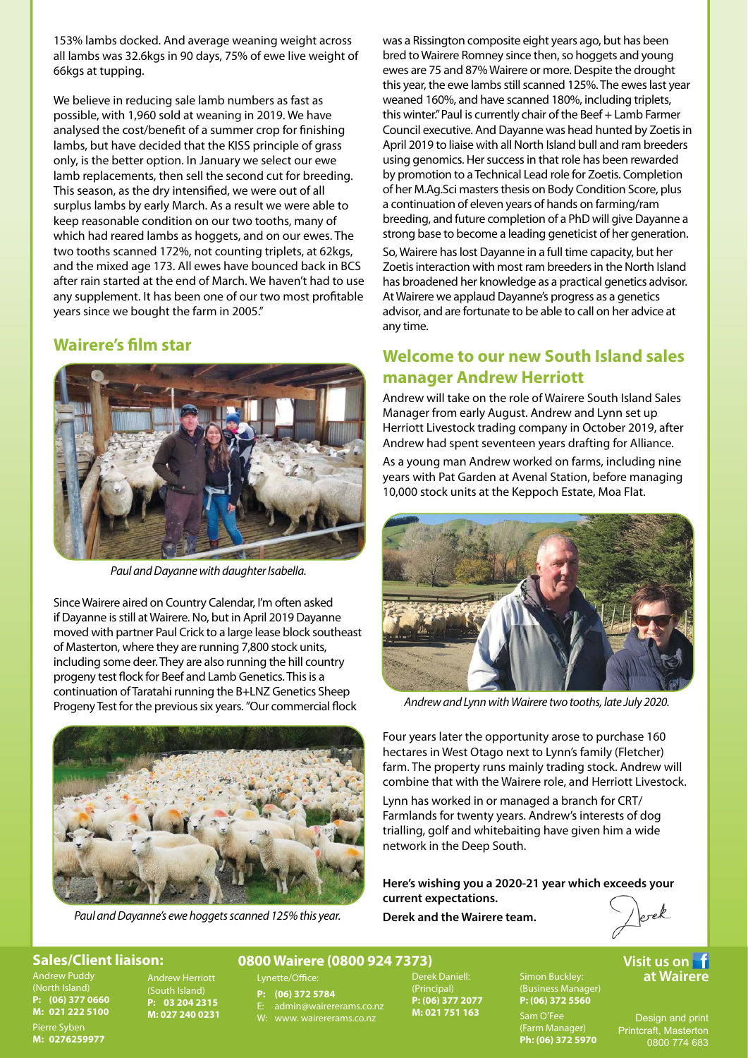153% lambs docked. And average weaning weight across all lambs was 32.6kgs in 90 days, 75% of ewe live weight of 66kgs at tupping.

We believe in reducing sale lamb numbers as fast as possible, with 1,960 sold at weaning in 2019. We have analysed the cost/benefit of a summer crop for finishing lambs, but have decided that the KISS principle of grass only, is the better option. In January we select our ewe lamb replacements, then sell the second cut for breeding. This season, as the dry intensified, we were out of all surplus lambs by early March. As a result we were able to keep reasonable condition on our two tooths, many of which had reared lambs as hoggets, and on our ewes. The two tooths scanned 172%, not counting triplets, at 62kgs, and the mixed age 173. All ewes have bounced back in BCS after rain started at the end of March. We haven't had to use any supplement. It has been one of our two most profitable years since we bought the farm in 2005."

## Wairere's film star

*Paul and Dayanne with daughter Isabella.*

Since Wairere aired on Country Calendar, I'm often asked if Dayanne is still at Wairere. No, but in April 2019 Dayanne moved with partner Paul Crick to a large lease block southeast of Masterton, where they are running 7,800 stock units, including some deer. They are also running the hill country progeny test flock for Beef and Lamb Genetics. This is a continuation of Taratahi running the B+LNZ Genetics Sheep Progeny Test for the previous six years. "Our commercial flock was a Rissington composite eight years ago, but has been bred to Wairere Romney since then, so hoggets and young ewes are 75 and 87% Wairere or more. Despite the drought this year, the ewe lambs still scanned 125%. The ewes last year weaned 160%, and have scanned 180%, including triplets, this winter." Paul is currently chair of the Beef + Lamb Farmer Council executive. And Dayanne was head hunted by Zoetis in April 2019 to liaise with all North Island bull and ram breeders using genomics. Her success in that role has been rewarded by promotion to a Technical Lead role for Zoetis. Completion of her M.Ag.Sci masters thesis on Body Condition Score, plus a continuation of eleven years of hands on farming/ram breeding, and future completion of a PhD will give Dayanne a strong base to become a leading geneticist of her generation.

*Paul and Dayanne's ewe hoggets scanned 125% this year.*

So, Wairere has lost Dayanne in a full time capacity, but her Zoetis interaction with most ram breeders in the North Island has broadened her knowledge as a practical genetics advisor. At Wairere we applaud Dayanne's progress as a genetics advisor, and are fortunate to be able to call on her advice at any time.

## Welcome to our new South Island sales manager Andrew Herriott

Andrew will take on the role of Wairere South Island Sales Manager from early August. Andrew and Lynn set up Herriott Livestock trading company in October 2019, after Andrew had spent seventeen years drafting for Alliance.

As a young man Andrew worked on farms, including nine years with Pat Garden at Avenal Station, before managing 10,000 stock units at the Keppoch Estate, Moa Flat.

*Andrew and Lynn with Wairere two tooths, late July 2020.*

Four years later the opportunity arose to purchase 160 hectares in West Otago next to Lynn's family (Fletcher) farm. The property runs mainly trading stock. Andrew will combine that with the Wairere role, and Herriott Livestock.

Lynn has worked in or managed a branch for CRT/Farmlands for twenty years. Andrew's interests of dog trialling, golf and whitebaiting have given him a wide network in the Deep South.

**Here's wishing you a 2020-21 year which exceeds your current expectations.**

**Derek and the Wairere team.**

Derek

### Sales/Client liaison:

Andrew Puddy (North Island)
**P: (06) 377 0660**
**M: 021 222 5100**

Andrew Herriott (South Island)
**P: 03 204 2315**
**M: 027 240 0231**

Pierre Syben
**M: 0276259977**

### 0800 Wairere (0800 924 7373)

Lynette/Office:
**P: (06) 372 5784**
E: admin@wairererams.co.nz
W: www. wairererams.co.nz

Derek Daniell: (Principal)
**P: (06) 377 2077**
**M: 021 751 163**

Simon Buckley: (Business Manager)
**P: (06) 372 5560**

Sam O'Fee (Farm Manager)
**Ph: (06) 372 5970**

**Visit us on at Wairere**

Design and print Printcraft, Masterton 0800 774 683